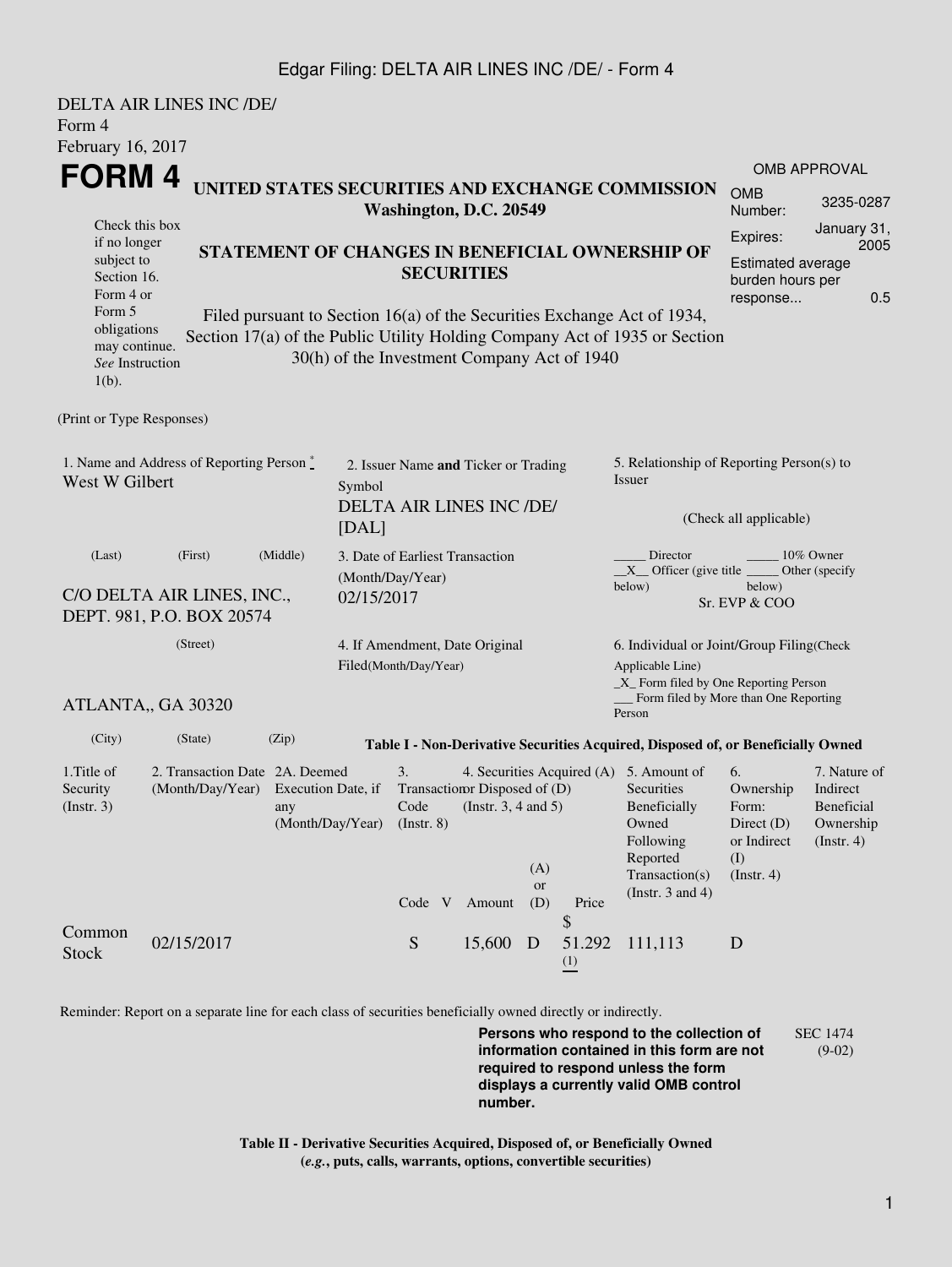Edgar Filing: DELTA AIR LINES INC /DE/ - Form 4

DELTA AIR LINES INC /DE/
Form 4
February 16, 2017

# FORM 4

**UNITED STATES SECURITIES AND EXCHANGE COMMISSION**
**Washington, D.C. 20549**

Check this box if no longer subject to Section 16. Form 4 or Form 5 obligations may continue. *See* Instruction 1(b).

**STATEMENT OF CHANGES IN BENEFICIAL OWNERSHIP OF SECURITIES**

Filed pursuant to Section 16(a) of the Securities Exchange Act of 1934, Section 17(a) of the Public Utility Holding Company Act of 1935 or Section 30(h) of the Investment Company Act of 1940

| OMB APPROVAL | |
|---|---|
| OMB Number: | 3235-0287 |
| Expires: | January 31, 2005 |
| Estimated average burden hours per response... | 0.5 |

(Print or Type Responses)

1. Name and Address of Reporting Person *
West W Gilbert

(Last) (First) (Middle)

C/O DELTA AIR LINES, INC., DEPT. 981, P.O. BOX 20574

(Street)

ATLANTA,, GA 30320

(City) (State) (Zip)

2. Issuer Name **and** Ticker or Trading Symbol
DELTA AIR LINES INC /DE/ [DAL]

3. Date of Earliest Transaction (Month/Day/Year)
02/15/2017

4. If Amendment, Date Original Filed(Month/Day/Year)

5. Relationship of Reporting Person(s) to Issuer

(Check all applicable)

_____ Director _____ 10% Owner
__X__ Officer (give title below) _____ Other (specify below)
Sr. EVP & COO

6. Individual or Joint/Group Filing(Check Applicable Line)
_X_ Form filed by One Reporting Person
___ Form filed by More than One Reporting Person

**Table I - Non-Derivative Securities Acquired, Disposed of, or Beneficially Owned**

| 1.Title of Security (Instr. 3) | 2. Transaction Date (Month/Day/Year) | 2A. Deemed Execution Date, if any (Month/Day/Year) | 3. Transaction Code (Instr. 8) | | 4. Securities Acquired (A) or Disposed of (D) (Instr. 3, 4 and 5) | | | 5. Amount of Securities Beneficially Owned Following Reported Transaction(s) (Instr. 3 and 4) | 6. Ownership Form: Direct (D) or Indirect (I) (Instr. 4) | 7. Nature of Indirect Beneficial Ownership (Instr. 4) |
|---|---|---|---|---|---|---|---|---|---|---|
| | | | Code | V | Amount | (A) or (D) | Price | | | |
| Common Stock | 02/15/2017 | | S | | 15,600 | D | $ 51.292 (1) | 111,113 | D | |

Reminder: Report on a separate line for each class of securities beneficially owned directly or indirectly.

**Persons who respond to the collection of information contained in this form are not required to respond unless the form displays a currently valid OMB control number.**

SEC 1474 (9-02)

**Table II - Derivative Securities Acquired, Disposed of, or Beneficially Owned**
**(*e.g.*, puts, calls, warrants, options, convertible securities)**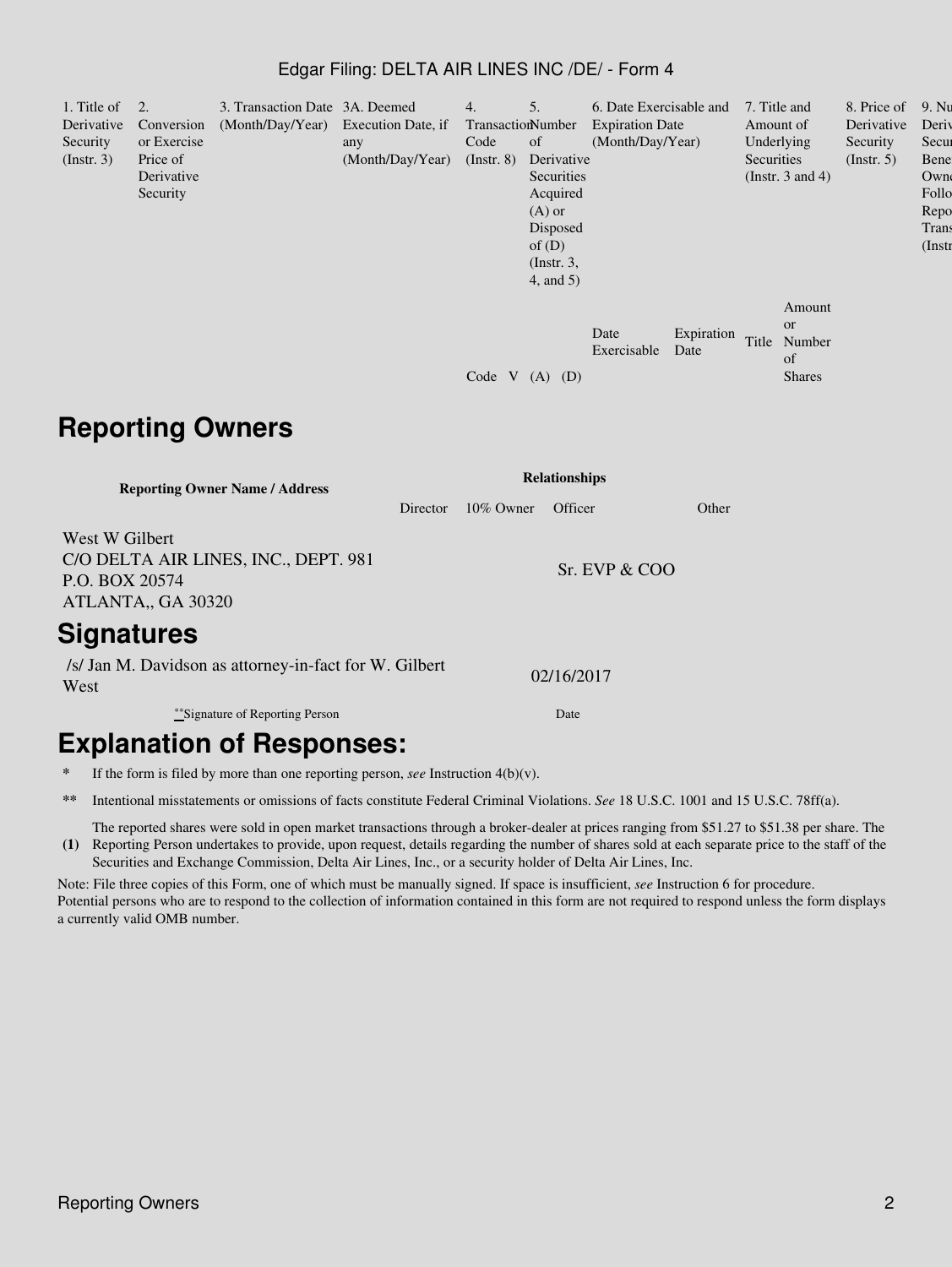| 1. Title of Derivative Security (Instr. 3) | 2. Conversion or Exercise Price of Derivative Security | 3. Transaction Date (Month/Day/Year) | 3A. Deemed Execution Date, if any (Month/Day/Year) | 4. Transaction Code (Instr. 8) | | 5. Number of Derivative Securities Acquired (A) or Disposed of (D) (Instr. 3, 4, and 5) | | 6. Date Exercisable and Expiration Date (Month/Day/Year) | | 7. Title and Amount of Underlying Securities (Instr. 3 and 4) | | 8. Price of Derivative Security (Instr. 5) | 9. Nu Deriv Secur Bene Own Follo Repo Trans (Instr |
|---|---|---|---|---|---|---|---|---|---|---|---|---|---|
| | | | | Code | V | (A) | (D) | Date Exercisable | Expiration Date | Title | Amount or Number of Shares | | |

## Reporting Owners

| Reporting Owner Name / Address | Relationships | | | |
|---|---|---|---|---|
| | Director | 10% Owner | Officer | Other |
| West W Gilbert<br>C/O DELTA AIR LINES, INC., DEPT. 981<br>P.O. BOX 20574<br>ATLANTA,, GA 30320 | | | Sr. EVP & COO | |

## Signatures

| | |
|---|---|
| /s/ Jan M. Davidson as attorney-in-fact for W. Gilbert West | 02/16/2017 |
| **Signature of Reporting Person | Date |

## Explanation of Responses:

\* If the form is filed by more than one reporting person, *see* Instruction 4(b)(v).

\*\* Intentional misstatements or omissions of facts constitute Federal Criminal Violations. *See* 18 U.S.C. 1001 and 15 U.S.C. 78ff(a).

**(1)** The reported shares were sold in open market transactions through a broker-dealer at prices ranging from $51.27 to $51.38 per share. The Reporting Person undertakes to provide, upon request, details regarding the number of shares sold at each separate price to the staff of the Securities and Exchange Commission, Delta Air Lines, Inc., or a security holder of Delta Air Lines, Inc.

Note: File three copies of this Form, one of which must be manually signed. If space is insufficient, *see* Instruction 6 for procedure.
Potential persons who are to respond to the collection of information contained in this form are not required to respond unless the form displays a currently valid OMB number.